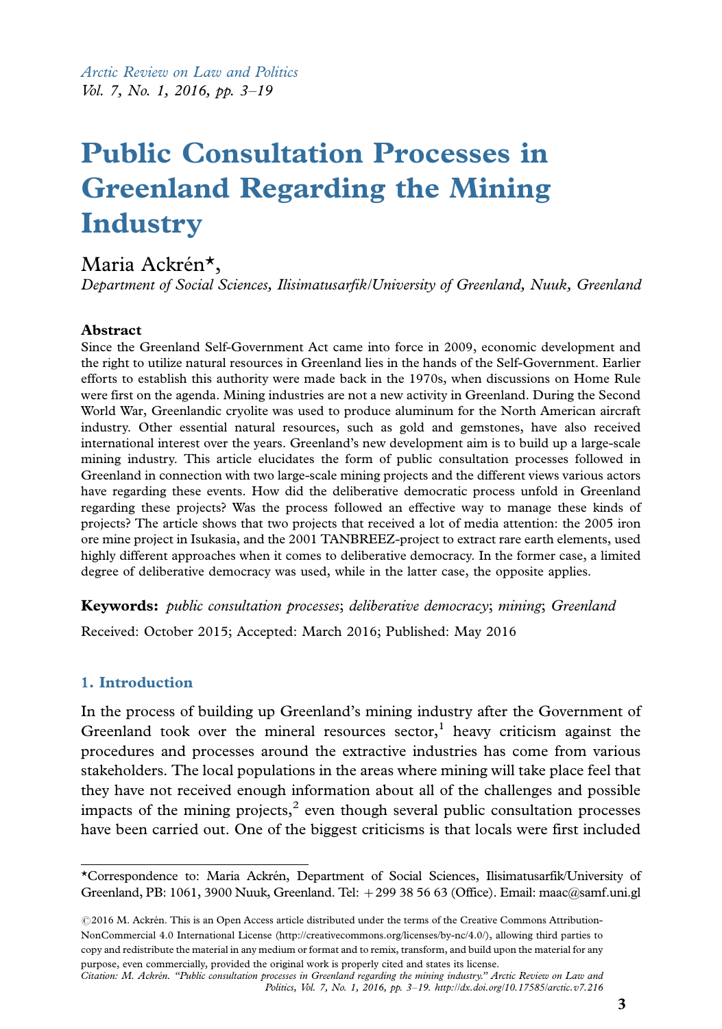*Arctic Review on Law and Politics*
*Vol. 7, No. 1, 2016, pp. 3–19*

# Public Consultation Processes in Greenland Regarding the Mining Industry

## Maria Ackrén*,

*Department of Social Sciences, Ilisimatusarfik/University of Greenland, Nuuk, Greenland*

**Abstract**

Since the Greenland Self-Government Act came into force in 2009, economic development and the right to utilize natural resources in Greenland lies in the hands of the Self-Government. Earlier efforts to establish this authority were made back in the 1970s, when discussions on Home Rule were first on the agenda. Mining industries are not a new activity in Greenland. During the Second World War, Greenlandic cryolite was used to produce aluminum for the North American aircraft industry. Other essential natural resources, such as gold and gemstones, have also received international interest over the years. Greenland's new development aim is to build up a large-scale mining industry. This article elucidates the form of public consultation processes followed in Greenland in connection with two large-scale mining projects and the different views various actors have regarding these events. How did the deliberative democratic process unfold in Greenland regarding these projects? Was the process followed an effective way to manage these kinds of projects? The article shows that two projects that received a lot of media attention: the 2005 iron ore mine project in Isukasia, and the 2001 TANBREEZ-project to extract rare earth elements, used highly different approaches when it comes to deliberative democracy. In the former case, a limited degree of deliberative democracy was used, while in the latter case, the opposite applies.

**Keywords:** *public consultation processes*; *deliberative democracy*; *mining*; *Greenland*

Received: October 2015; Accepted: March 2016; Published: May 2016

## 1. Introduction

In the process of building up Greenland's mining industry after the Government of Greenland took over the mineral resources sector,[1] heavy criticism against the procedures and processes around the extractive industries has come from various stakeholders. The local populations in the areas where mining will take place feel that they have not received enough information about all of the challenges and possible impacts of the mining projects,[2] even though several public consultation processes have been carried out. One of the biggest criticisms is that locals were first included

*Correspondence to: Maria Ackrén, Department of Social Sciences, Ilisimatusarfik/University of Greenland, PB: 1061, 3900 Nuuk, Greenland. Tel: +299 38 56 63 (Office). Email: maac@samf.uni.gl

©2016 M. Ackrén. This is an Open Access article distributed under the terms of the Creative Commons Attribution-NonCommercial 4.0 International License (http://creativecommons.org/licenses/by-nc/4.0/), allowing third parties to copy and redistribute the material in any medium or format and to remix, transform, and build upon the material for any purpose, even commercially, provided the original work is properly cited and states its license.
*Citation: M. Ackrén. "Public consultation processes in Greenland regarding the mining industry." Arctic Review on Law and Politics, Vol. 7, No. 1, 2016, pp. 3–19. http://dx.doi.org/10.17585/arctic.v7.216*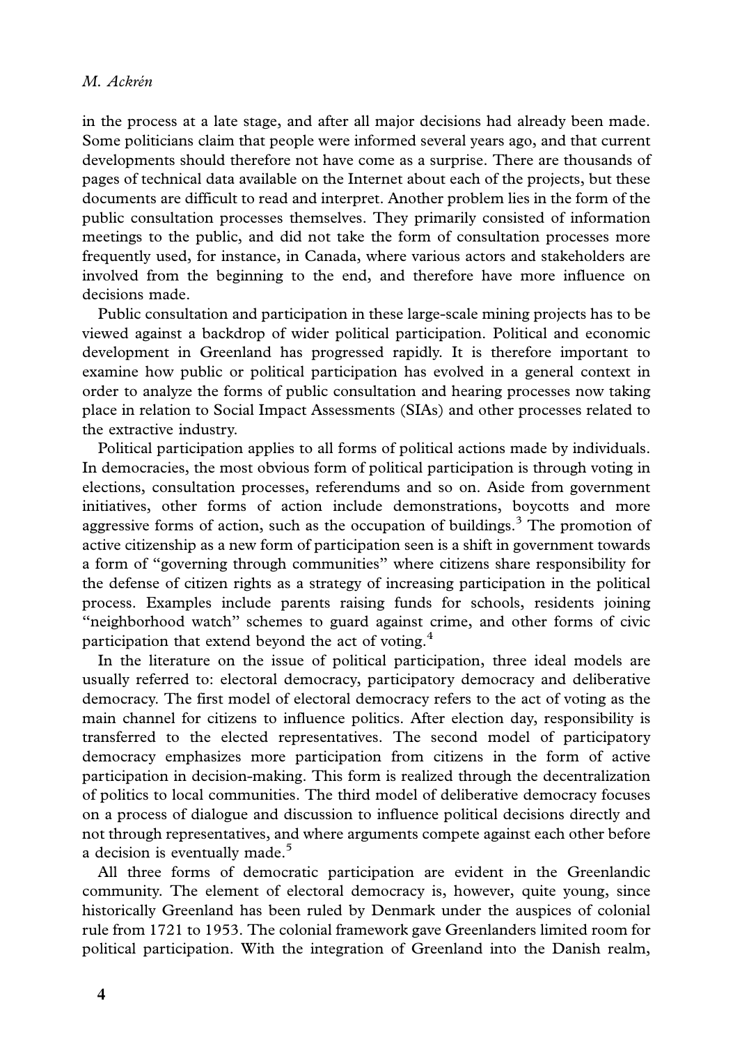in the process at a late stage, and after all major decisions had already been made. Some politicians claim that people were informed several years ago, and that current developments should therefore not have come as a surprise. There are thousands of pages of technical data available on the Internet about each of the projects, but these documents are difficult to read and interpret. Another problem lies in the form of the public consultation processes themselves. They primarily consisted of information meetings to the public, and did not take the form of consultation processes more frequently used, for instance, in Canada, where various actors and stakeholders are involved from the beginning to the end, and therefore have more influence on decisions made.

Public consultation and participation in these large-scale mining projects has to be viewed against a backdrop of wider political participation. Political and economic development in Greenland has progressed rapidly. It is therefore important to examine how public or political participation has evolved in a general context in order to analyze the forms of public consultation and hearing processes now taking place in relation to Social Impact Assessments (SIAs) and other processes related to the extractive industry.

Political participation applies to all forms of political actions made by individuals. In democracies, the most obvious form of political participation is through voting in elections, consultation processes, referendums and so on. Aside from government initiatives, other forms of action include demonstrations, boycotts and more aggressive forms of action, such as the occupation of buildings.[3] The promotion of active citizenship as a new form of participation seen is a shift in government towards a form of "governing through communities" where citizens share responsibility for the defense of citizen rights as a strategy of increasing participation in the political process. Examples include parents raising funds for schools, residents joining "neighborhood watch" schemes to guard against crime, and other forms of civic participation that extend beyond the act of voting.[4]

In the literature on the issue of political participation, three ideal models are usually referred to: electoral democracy, participatory democracy and deliberative democracy. The first model of electoral democracy refers to the act of voting as the main channel for citizens to influence politics. After election day, responsibility is transferred to the elected representatives. The second model of participatory democracy emphasizes more participation from citizens in the form of active participation in decision-making. This form is realized through the decentralization of politics to local communities. The third model of deliberative democracy focuses on a process of dialogue and discussion to influence political decisions directly and not through representatives, and where arguments compete against each other before a decision is eventually made.[5]

All three forms of democratic participation are evident in the Greenlandic community. The element of electoral democracy is, however, quite young, since historically Greenland has been ruled by Denmark under the auspices of colonial rule from 1721 to 1953. The colonial framework gave Greenlanders limited room for political participation. With the integration of Greenland into the Danish realm,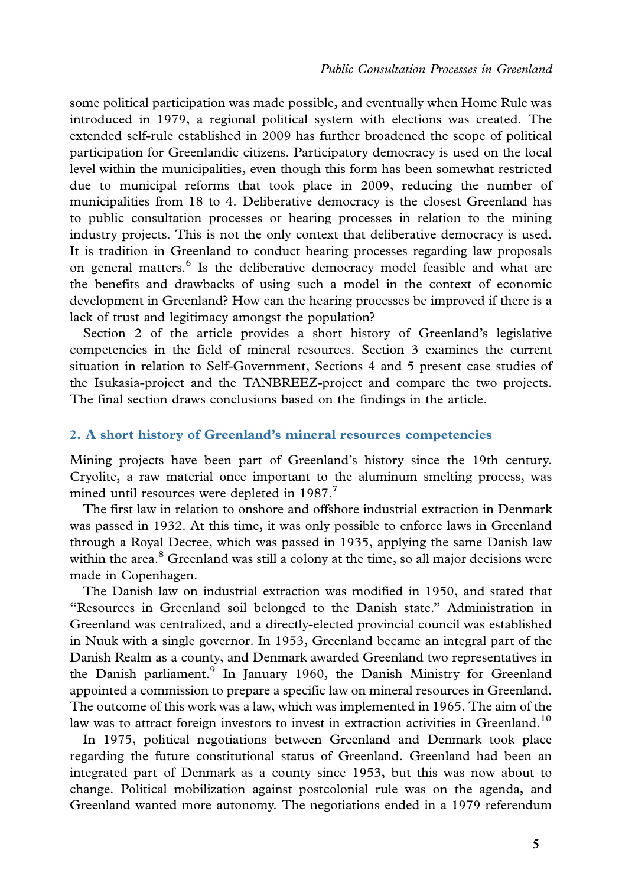some political participation was made possible, and eventually when Home Rule was introduced in 1979, a regional political system with elections was created. The extended self-rule established in 2009 has further broadened the scope of political participation for Greenlandic citizens. Participatory democracy is used on the local level within the municipalities, even though this form has been somewhat restricted due to municipal reforms that took place in 2009, reducing the number of municipalities from 18 to 4. Deliberative democracy is the closest Greenland has to public consultation processes or hearing processes in relation to the mining industry projects. This is not the only context that deliberative democracy is used. It is tradition in Greenland to conduct hearing processes regarding law proposals on general matters.[6] Is the deliberative democracy model feasible and what are the benefits and drawbacks of using such a model in the context of economic development in Greenland? How can the hearing processes be improved if there is a lack of trust and legitimacy amongst the population?

Section 2 of the article provides a short history of Greenland's legislative competencies in the field of mineral resources. Section 3 examines the current situation in relation to Self-Government, Sections 4 and 5 present case studies of the Isukasia-project and the TANBREEZ-project and compare the two projects. The final section draws conclusions based on the findings in the article.

## 2. A short history of Greenland's mineral resources competencies

Mining projects have been part of Greenland's history since the 19th century. Cryolite, a raw material once important to the aluminum smelting process, was mined until resources were depleted in 1987.[7]

The first law in relation to onshore and offshore industrial extraction in Denmark was passed in 1932. At this time, it was only possible to enforce laws in Greenland through a Royal Decree, which was passed in 1935, applying the same Danish law within the area.[8] Greenland was still a colony at the time, so all major decisions were made in Copenhagen.

The Danish law on industrial extraction was modified in 1950, and stated that "Resources in Greenland soil belonged to the Danish state." Administration in Greenland was centralized, and a directly-elected provincial council was established in Nuuk with a single governor. In 1953, Greenland became an integral part of the Danish Realm as a county, and Denmark awarded Greenland two representatives in the Danish parliament.[9] In January 1960, the Danish Ministry for Greenland appointed a commission to prepare a specific law on mineral resources in Greenland. The outcome of this work was a law, which was implemented in 1965. The aim of the law was to attract foreign investors to invest in extraction activities in Greenland.[10]

In 1975, political negotiations between Greenland and Denmark took place regarding the future constitutional status of Greenland. Greenland had been an integrated part of Denmark as a county since 1953, but this was now about to change. Political mobilization against postcolonial rule was on the agenda, and Greenland wanted more autonomy. The negotiations ended in a 1979 referendum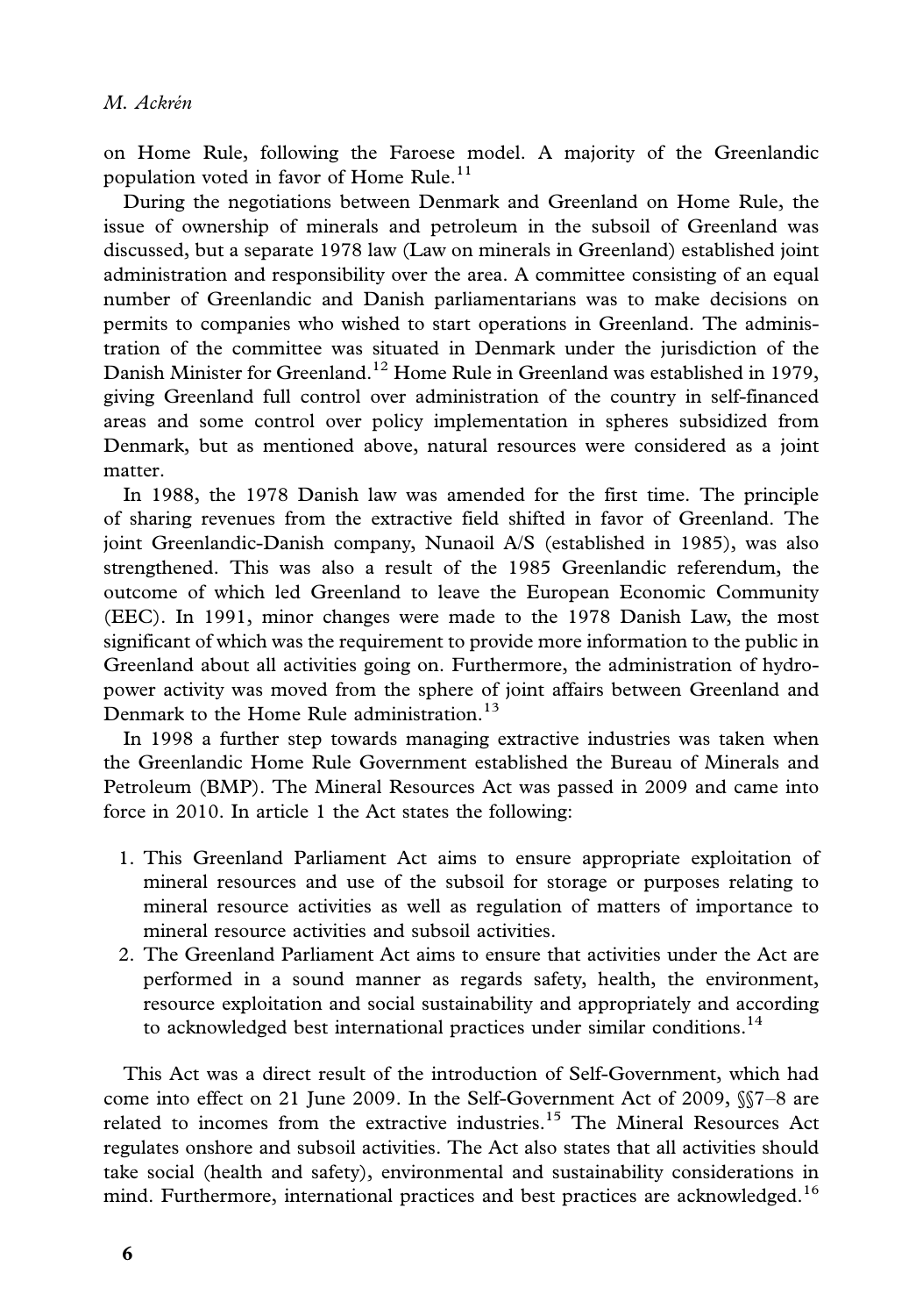on Home Rule, following the Faroese model. A majority of the Greenlandic population voted in favor of Home Rule.[11]

During the negotiations between Denmark and Greenland on Home Rule, the issue of ownership of minerals and petroleum in the subsoil of Greenland was discussed, but a separate 1978 law (Law on minerals in Greenland) established joint administration and responsibility over the area. A committee consisting of an equal number of Greenlandic and Danish parliamentarians was to make decisions on permits to companies who wished to start operations in Greenland. The administration of the committee was situated in Denmark under the jurisdiction of the Danish Minister for Greenland.[12] Home Rule in Greenland was established in 1979, giving Greenland full control over administration of the country in self-financed areas and some control over policy implementation in spheres subsidized from Denmark, but as mentioned above, natural resources were considered as a joint matter.

In 1988, the 1978 Danish law was amended for the first time. The principle of sharing revenues from the extractive field shifted in favor of Greenland. The joint Greenlandic-Danish company, Nunaoil A/S (established in 1985), was also strengthened. This was also a result of the 1985 Greenlandic referendum, the outcome of which led Greenland to leave the European Economic Community (EEC). In 1991, minor changes were made to the 1978 Danish Law, the most significant of which was the requirement to provide more information to the public in Greenland about all activities going on. Furthermore, the administration of hydropower activity was moved from the sphere of joint affairs between Greenland and Denmark to the Home Rule administration.[13]

In 1998 a further step towards managing extractive industries was taken when the Greenlandic Home Rule Government established the Bureau of Minerals and Petroleum (BMP). The Mineral Resources Act was passed in 2009 and came into force in 2010. In article 1 the Act states the following:

1. This Greenland Parliament Act aims to ensure appropriate exploitation of mineral resources and use of the subsoil for storage or purposes relating to mineral resource activities as well as regulation of matters of importance to mineral resource activities and subsoil activities.
2. The Greenland Parliament Act aims to ensure that activities under the Act are performed in a sound manner as regards safety, health, the environment, resource exploitation and social sustainability and appropriately and according to acknowledged best international practices under similar conditions.[14]

This Act was a direct result of the introduction of Self-Government, which had come into effect on 21 June 2009. In the Self-Government Act of 2009, §§7–8 are related to incomes from the extractive industries.[15] The Mineral Resources Act regulates onshore and subsoil activities. The Act also states that all activities should take social (health and safety), environmental and sustainability considerations in mind. Furthermore, international practices and best practices are acknowledged.[16]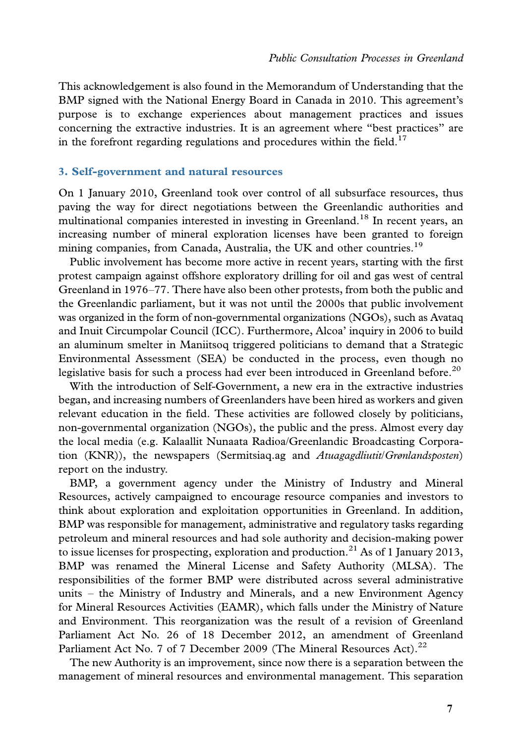This acknowledgement is also found in the Memorandum of Understanding that the BMP signed with the National Energy Board in Canada in 2010. This agreement's purpose is to exchange experiences about management practices and issues concerning the extractive industries. It is an agreement where "best practices" are in the forefront regarding regulations and procedures within the field.[17]

## 3. Self-government and natural resources

On 1 January 2010, Greenland took over control of all subsurface resources, thus paving the way for direct negotiations between the Greenlandic authorities and multinational companies interested in investing in Greenland.[18] In recent years, an increasing number of mineral exploration licenses have been granted to foreign mining companies, from Canada, Australia, the UK and other countries.[19]

Public involvement has become more active in recent years, starting with the first protest campaign against offshore exploratory drilling for oil and gas west of central Greenland in 1976–77. There have also been other protests, from both the public and the Greenlandic parliament, but it was not until the 2000s that public involvement was organized in the form of non-governmental organizations (NGOs), such as Avataq and Inuit Circumpolar Council (ICC). Furthermore, Alcoa' inquiry in 2006 to build an aluminum smelter in Maniitsoq triggered politicians to demand that a Strategic Environmental Assessment (SEA) be conducted in the process, even though no legislative basis for such a process had ever been introduced in Greenland before.[20]

With the introduction of Self-Government, a new era in the extractive industries began, and increasing numbers of Greenlanders have been hired as workers and given relevant education in the field. These activities are followed closely by politicians, non-governmental organization (NGOs), the public and the press. Almost every day the local media (e.g. Kalaallit Nunaata Radioa/Greenlandic Broadcasting Corporation (KNR)), the newspapers (Sermitsiaq.ag and *Atuagagdliutit/Grønlandsposten*) report on the industry.

BMP, a government agency under the Ministry of Industry and Mineral Resources, actively campaigned to encourage resource companies and investors to think about exploration and exploitation opportunities in Greenland. In addition, BMP was responsible for management, administrative and regulatory tasks regarding petroleum and mineral resources and had sole authority and decision-making power to issue licenses for prospecting, exploration and production.[21] As of 1 January 2013, BMP was renamed the Mineral License and Safety Authority (MLSA). The responsibilities of the former BMP were distributed across several administrative units – the Ministry of Industry and Minerals, and a new Environment Agency for Mineral Resources Activities (EAMR), which falls under the Ministry of Nature and Environment. This reorganization was the result of a revision of Greenland Parliament Act No. 26 of 18 December 2012, an amendment of Greenland Parliament Act No. 7 of 7 December 2009 (The Mineral Resources Act).[22]

The new Authority is an improvement, since now there is a separation between the management of mineral resources and environmental management. This separation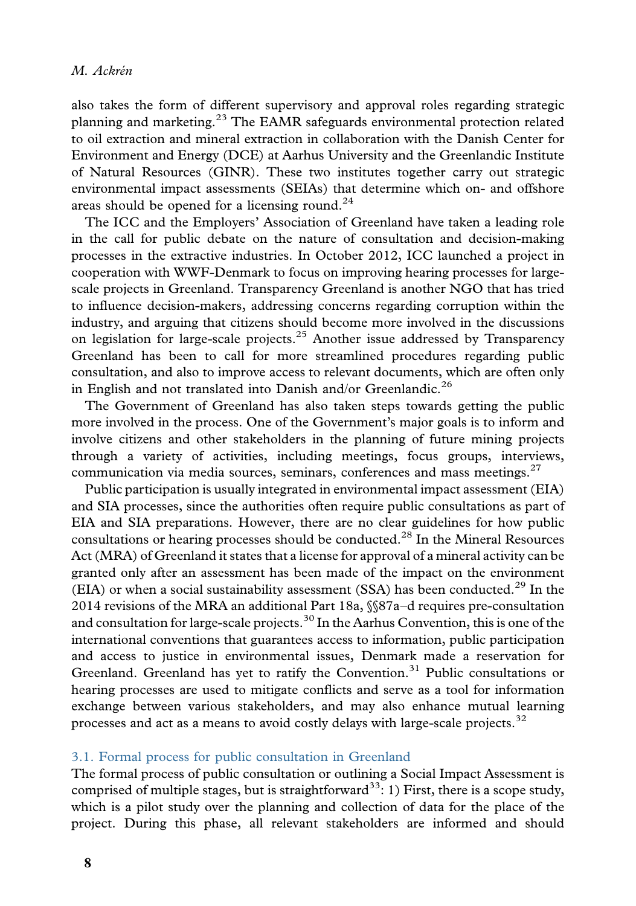also takes the form of different supervisory and approval roles regarding strategic planning and marketing.[23] The EAMR safeguards environmental protection related to oil extraction and mineral extraction in collaboration with the Danish Center for Environment and Energy (DCE) at Aarhus University and the Greenlandic Institute of Natural Resources (GINR). These two institutes together carry out strategic environmental impact assessments (SEIAs) that determine which on- and offshore areas should be opened for a licensing round.[24]

The ICC and the Employers' Association of Greenland have taken a leading role in the call for public debate on the nature of consultation and decision-making processes in the extractive industries. In October 2012, ICC launched a project in cooperation with WWF-Denmark to focus on improving hearing processes for large-scale projects in Greenland. Transparency Greenland is another NGO that has tried to influence decision-makers, addressing concerns regarding corruption within the industry, and arguing that citizens should become more involved in the discussions on legislation for large-scale projects.[25] Another issue addressed by Transparency Greenland has been to call for more streamlined procedures regarding public consultation, and also to improve access to relevant documents, which are often only in English and not translated into Danish and/or Greenlandic.[26]

The Government of Greenland has also taken steps towards getting the public more involved in the process. One of the Government's major goals is to inform and involve citizens and other stakeholders in the planning of future mining projects through a variety of activities, including meetings, focus groups, interviews, communication via media sources, seminars, conferences and mass meetings.[27]

Public participation is usually integrated in environmental impact assessment (EIA) and SIA processes, since the authorities often require public consultations as part of EIA and SIA preparations. However, there are no clear guidelines for how public consultations or hearing processes should be conducted.[28] In the Mineral Resources Act (MRA) of Greenland it states that a license for approval of a mineral activity can be granted only after an assessment has been made of the impact on the environment (EIA) or when a social sustainability assessment (SSA) has been conducted.[29] In the 2014 revisions of the MRA an additional Part 18a, §§87a–d requires pre-consultation and consultation for large-scale projects.[30] In the Aarhus Convention, this is one of the international conventions that guarantees access to information, public participation and access to justice in environmental issues, Denmark made a reservation for Greenland. Greenland has yet to ratify the Convention.[31] Public consultations or hearing processes are used to mitigate conflicts and serve as a tool for information exchange between various stakeholders, and may also enhance mutual learning processes and act as a means to avoid costly delays with large-scale projects.[32]

### 3.1. Formal process for public consultation in Greenland

The formal process of public consultation or outlining a Social Impact Assessment is comprised of multiple stages, but is straightforward[33]: 1) First, there is a scope study, which is a pilot study over the planning and collection of data for the place of the project. During this phase, all relevant stakeholders are informed and should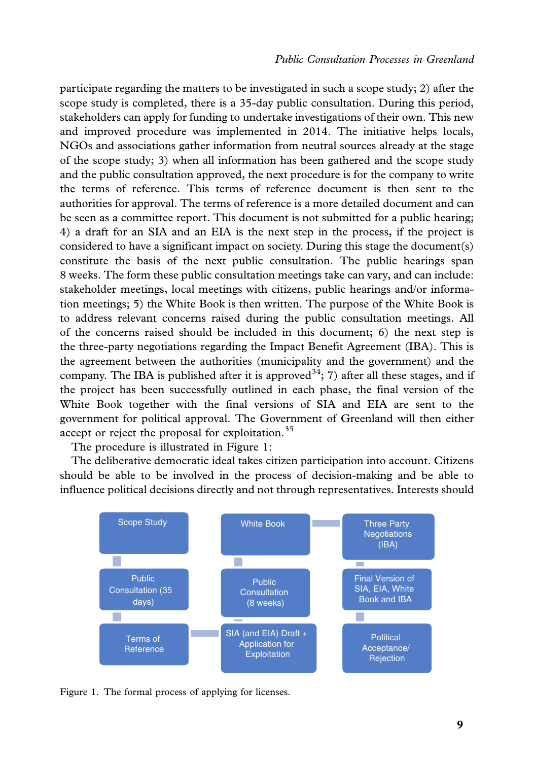participate regarding the matters to be investigated in such a scope study; 2) after the scope study is completed, there is a 35-day public consultation. During this period, stakeholders can apply for funding to undertake investigations of their own. This new and improved procedure was implemented in 2014. The initiative helps locals, NGOs and associations gather information from neutral sources already at the stage of the scope study; 3) when all information has been gathered and the scope study and the public consultation approved, the next procedure is for the company to write the terms of reference. This terms of reference document is then sent to the authorities for approval. The terms of reference is a more detailed document and can be seen as a committee report. This document is not submitted for a public hearing; 4) a draft for an SIA and an EIA is the next step in the process, if the project is considered to have a significant impact on society. During this stage the document(s) constitute the basis of the next public consultation. The public hearings span 8 weeks. The form these public consultation meetings take can vary, and can include: stakeholder meetings, local meetings with citizens, public hearings and/or information meetings; 5) the White Book is then written. The purpose of the White Book is to address relevant concerns raised during the public consultation meetings. All of the concerns raised should be included in this document; 6) the next step is the three-party negotiations regarding the Impact Benefit Agreement (IBA). This is the agreement between the authorities (municipality and the government) and the company. The IBA is published after it is approved[34]; 7) after all these stages, and if the project has been successfully outlined in each phase, the final version of the White Book together with the final versions of SIA and EIA are sent to the government for political approval. The Government of Greenland will then either accept or reject the proposal for exploitation.[35]

The procedure is illustrated in Figure 1:

The deliberative democratic ideal takes citizen participation into account. Citizens should be able to be involved in the process of decision-making and be able to influence political decisions directly and not through representatives. Interests should

Scope Study

Public Consultation (35 days)

Terms of Reference

SIA (and EIA) Draft + Application for Exploitation

Public Consultation (8 weeks)

White Book

Three Party Negotiations (IBA)

Final Version of SIA, EIA, White Book and IBA

Political Acceptance/ Rejection

Figure 1. The formal process of applying for licenses.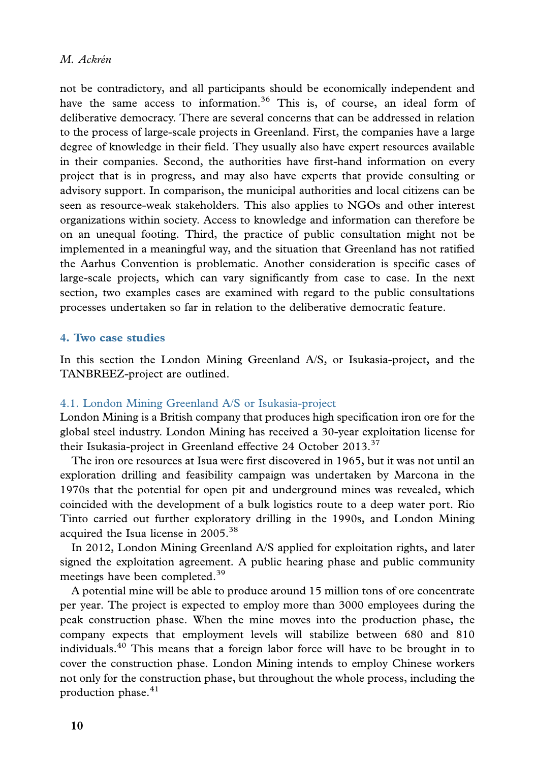not be contradictory, and all participants should be economically independent and have the same access to information.[36] This is, of course, an ideal form of deliberative democracy. There are several concerns that can be addressed in relation to the process of large-scale projects in Greenland. First, the companies have a large degree of knowledge in their field. They usually also have expert resources available in their companies. Second, the authorities have first-hand information on every project that is in progress, and may also have experts that provide consulting or advisory support. In comparison, the municipal authorities and local citizens can be seen as resource-weak stakeholders. This also applies to NGOs and other interest organizations within society. Access to knowledge and information can therefore be on an unequal footing. Third, the practice of public consultation might not be implemented in a meaningful way, and the situation that Greenland has not ratified the Aarhus Convention is problematic. Another consideration is specific cases of large-scale projects, which can vary significantly from case to case. In the next section, two examples cases are examined with regard to the public consultations processes undertaken so far in relation to the deliberative democratic feature.

## 4. Two case studies

In this section the London Mining Greenland A/S, or Isukasia-project, and the TANBREEZ-project are outlined.

### 4.1. London Mining Greenland A/S or Isukasia-project

London Mining is a British company that produces high specification iron ore for the global steel industry. London Mining has received a 30-year exploitation license for their Isukasia-project in Greenland effective 24 October 2013.[37]

The iron ore resources at Isua were first discovered in 1965, but it was not until an exploration drilling and feasibility campaign was undertaken by Marcona in the 1970s that the potential for open pit and underground mines was revealed, which coincided with the development of a bulk logistics route to a deep water port. Rio Tinto carried out further exploratory drilling in the 1990s, and London Mining acquired the Isua license in 2005.[38]

In 2012, London Mining Greenland A/S applied for exploitation rights, and later signed the exploitation agreement. A public hearing phase and public community meetings have been completed.[39]

A potential mine will be able to produce around 15 million tons of ore concentrate per year. The project is expected to employ more than 3000 employees during the peak construction phase. When the mine moves into the production phase, the company expects that employment levels will stabilize between 680 and 810 individuals.[40] This means that a foreign labor force will have to be brought in to cover the construction phase. London Mining intends to employ Chinese workers not only for the construction phase, but throughout the whole process, including the production phase.[41]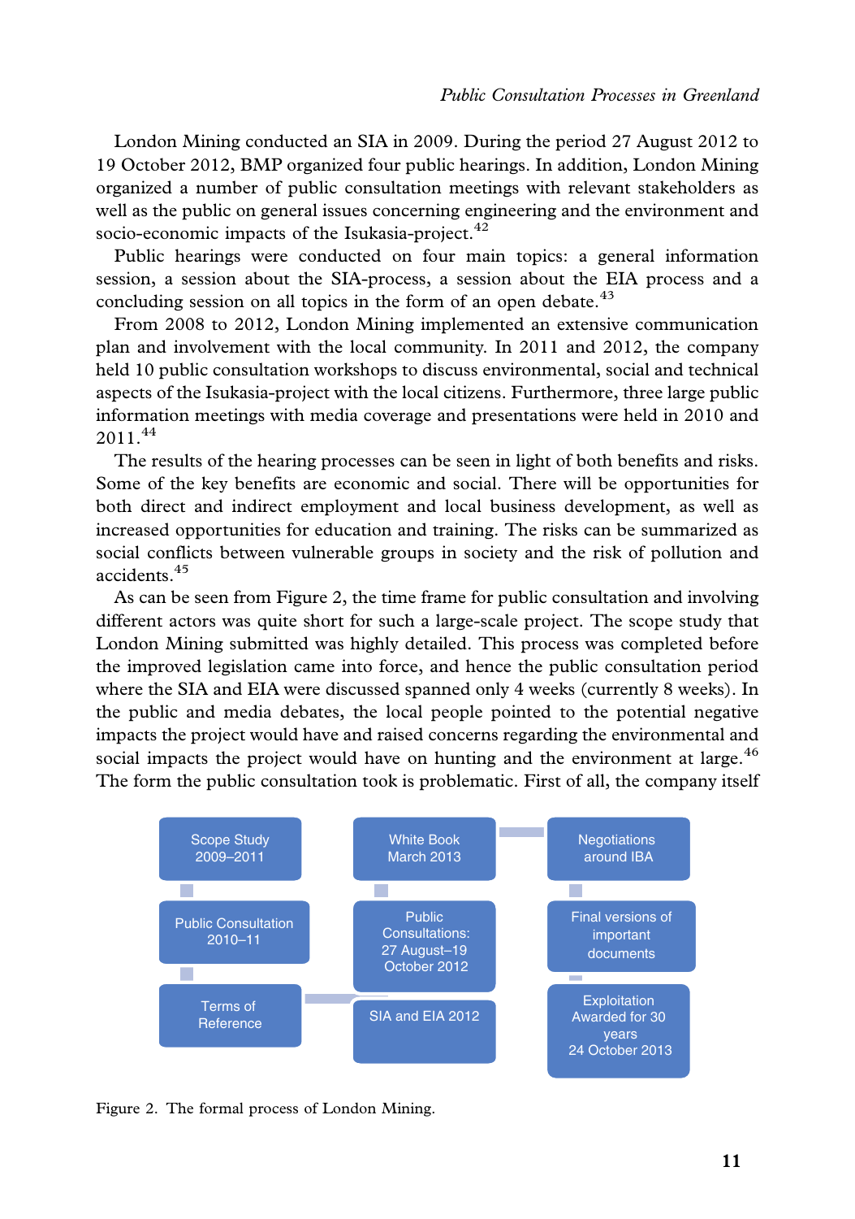London Mining conducted an SIA in 2009. During the period 27 August 2012 to 19 October 2012, BMP organized four public hearings. In addition, London Mining organized a number of public consultation meetings with relevant stakeholders as well as the public on general issues concerning engineering and the environment and socio-economic impacts of the Isukasia-project.[42]

Public hearings were conducted on four main topics: a general information session, a session about the SIA-process, a session about the EIA process and a concluding session on all topics in the form of an open debate.[43]

From 2008 to 2012, London Mining implemented an extensive communication plan and involvement with the local community. In 2011 and 2012, the company held 10 public consultation workshops to discuss environmental, social and technical aspects of the Isukasia-project with the local citizens. Furthermore, three large public information meetings with media coverage and presentations were held in 2010 and 2011.[44]

The results of the hearing processes can be seen in light of both benefits and risks. Some of the key benefits are economic and social. There will be opportunities for both direct and indirect employment and local business development, as well as increased opportunities for education and training. The risks can be summarized as social conflicts between vulnerable groups in society and the risk of pollution and accidents.[45]

As can be seen from Figure 2, the time frame for public consultation and involving different actors was quite short for such a large-scale project. The scope study that London Mining submitted was highly detailed. This process was completed before the improved legislation came into force, and hence the public consultation period where the SIA and EIA were discussed spanned only 4 weeks (currently 8 weeks). In the public and media debates, the local people pointed to the potential negative impacts the project would have and raised concerns regarding the environmental and social impacts the project would have on hunting and the environment at large.[46] The form the public consultation took is problematic. First of all, the company itself

Scope Study 2009–2011

Public Consultation 2010–11

Terms of Reference

White Book March 2013

Public Consultations: 27 August–19 October 2012

SIA and EIA 2012

Negotiations around IBA

Final versions of important documents

Exploitation Awarded for 30 years 24 October 2013

Figure 2. The formal process of London Mining.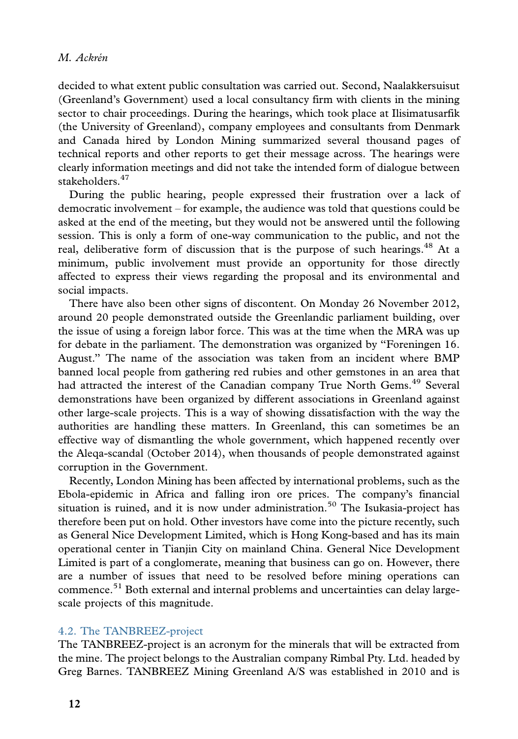decided to what extent public consultation was carried out. Second, Naalakkersuisut (Greenland's Government) used a local consultancy firm with clients in the mining sector to chair proceedings. During the hearings, which took place at Ilisimatusarfik (the University of Greenland), company employees and consultants from Denmark and Canada hired by London Mining summarized several thousand pages of technical reports and other reports to get their message across. The hearings were clearly information meetings and did not take the intended form of dialogue between stakeholders.[47]

During the public hearing, people expressed their frustration over a lack of democratic involvement – for example, the audience was told that questions could be asked at the end of the meeting, but they would not be answered until the following session. This is only a form of one-way communication to the public, and not the real, deliberative form of discussion that is the purpose of such hearings.[48] At a minimum, public involvement must provide an opportunity for those directly affected to express their views regarding the proposal and its environmental and social impacts.

There have also been other signs of discontent. On Monday 26 November 2012, around 20 people demonstrated outside the Greenlandic parliament building, over the issue of using a foreign labor force. This was at the time when the MRA was up for debate in the parliament. The demonstration was organized by "Foreningen 16. August." The name of the association was taken from an incident where BMP banned local people from gathering red rubies and other gemstones in an area that had attracted the interest of the Canadian company True North Gems.[49] Several demonstrations have been organized by different associations in Greenland against other large-scale projects. This is a way of showing dissatisfaction with the way the authorities are handling these matters. In Greenland, this can sometimes be an effective way of dismantling the whole government, which happened recently over the Aleqa-scandal (October 2014), when thousands of people demonstrated against corruption in the Government.

Recently, London Mining has been affected by international problems, such as the Ebola-epidemic in Africa and falling iron ore prices. The company's financial situation is ruined, and it is now under administration.[50] The Isukasia-project has therefore been put on hold. Other investors have come into the picture recently, such as General Nice Development Limited, which is Hong Kong-based and has its main operational center in Tianjin City on mainland China. General Nice Development Limited is part of a conglomerate, meaning that business can go on. However, there are a number of issues that need to be resolved before mining operations can commence.[51] Both external and internal problems and uncertainties can delay large-scale projects of this magnitude.

### 4.2. The TANBREEZ-project

The TANBREEZ-project is an acronym for the minerals that will be extracted from the mine. The project belongs to the Australian company Rimbal Pty. Ltd. headed by Greg Barnes. TANBREEZ Mining Greenland A/S was established in 2010 and is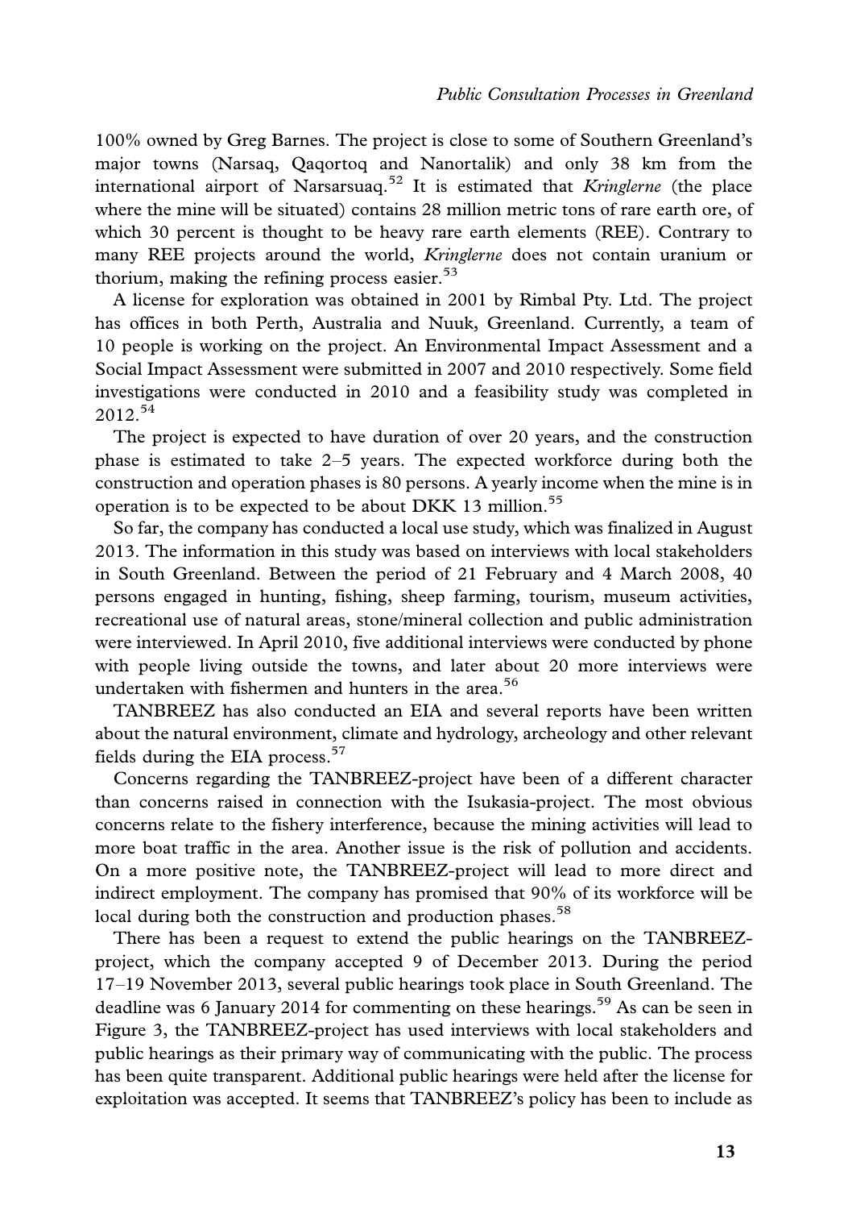100% owned by Greg Barnes. The project is close to some of Southern Greenland's major towns (Narsaq, Qaqortoq and Nanortalik) and only 38 km from the international airport of Narsarsuaq.[52] It is estimated that *Kringlerne* (the place where the mine will be situated) contains 28 million metric tons of rare earth ore, of which 30 percent is thought to be heavy rare earth elements (REE). Contrary to many REE projects around the world, *Kringlerne* does not contain uranium or thorium, making the refining process easier.[53]

A license for exploration was obtained in 2001 by Rimbal Pty. Ltd. The project has offices in both Perth, Australia and Nuuk, Greenland. Currently, a team of 10 people is working on the project. An Environmental Impact Assessment and a Social Impact Assessment were submitted in 2007 and 2010 respectively. Some field investigations were conducted in 2010 and a feasibility study was completed in 2012.[54]

The project is expected to have duration of over 20 years, and the construction phase is estimated to take 2–5 years. The expected workforce during both the construction and operation phases is 80 persons. A yearly income when the mine is in operation is to be expected to be about DKK 13 million.[55]

So far, the company has conducted a local use study, which was finalized in August 2013. The information in this study was based on interviews with local stakeholders in South Greenland. Between the period of 21 February and 4 March 2008, 40 persons engaged in hunting, fishing, sheep farming, tourism, museum activities, recreational use of natural areas, stone/mineral collection and public administration were interviewed. In April 2010, five additional interviews were conducted by phone with people living outside the towns, and later about 20 more interviews were undertaken with fishermen and hunters in the area.[56]

TANBREEZ has also conducted an EIA and several reports have been written about the natural environment, climate and hydrology, archeology and other relevant fields during the EIA process.[57]

Concerns regarding the TANBREEZ-project have been of a different character than concerns raised in connection with the Isukasia-project. The most obvious concerns relate to the fishery interference, because the mining activities will lead to more boat traffic in the area. Another issue is the risk of pollution and accidents. On a more positive note, the TANBREEZ-project will lead to more direct and indirect employment. The company has promised that 90% of its workforce will be local during both the construction and production phases.[58]

There has been a request to extend the public hearings on the TANBREEZ-project, which the company accepted 9 of December 2013. During the period 17–19 November 2013, several public hearings took place in South Greenland. The deadline was 6 January 2014 for commenting on these hearings.[59] As can be seen in Figure 3, the TANBREEZ-project has used interviews with local stakeholders and public hearings as their primary way of communicating with the public. The process has been quite transparent. Additional public hearings were held after the license for exploitation was accepted. It seems that TANBREEZ's policy has been to include as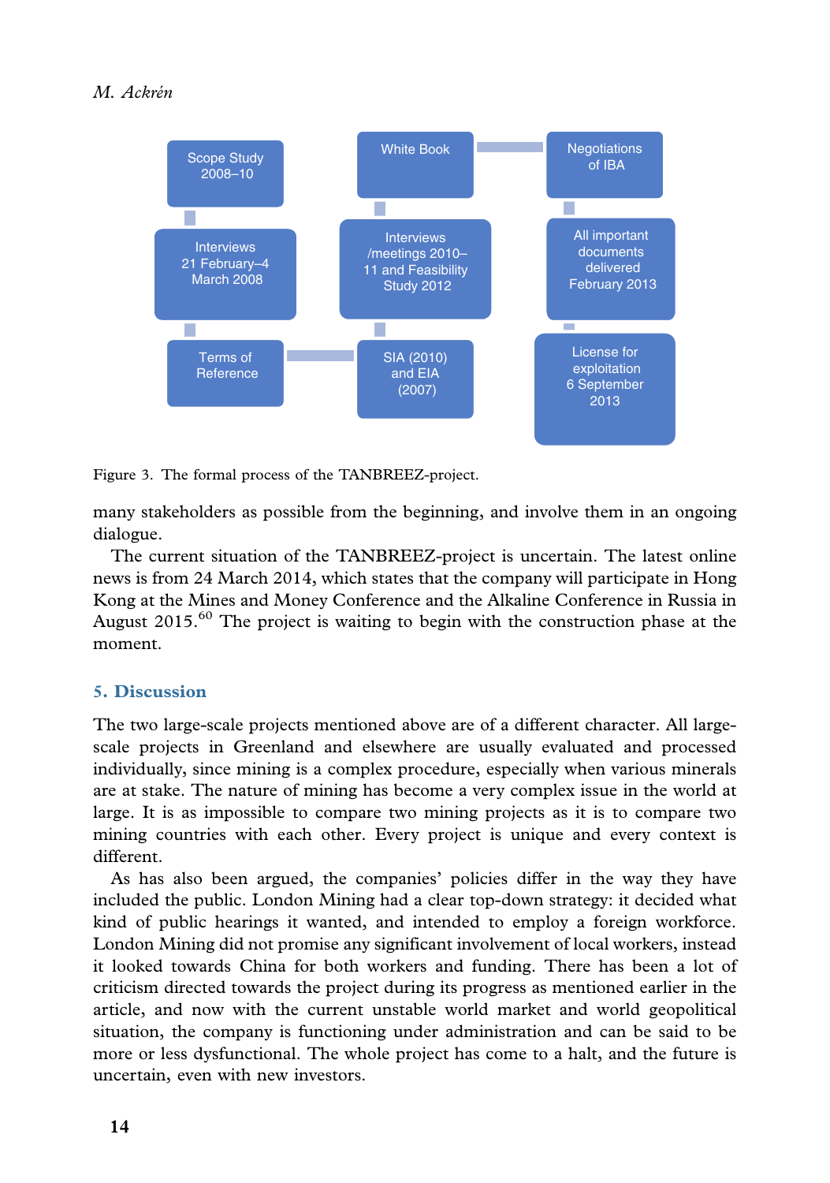Scope Study 2008–10

Interviews 21 February–4 March 2008

Terms of Reference

SIA (2010) and EIA (2007)

Interviews /meetings 2010–11 and Feasibility Study 2012

White Book

Negotiations of IBA

All important documents delivered February 2013

License for exploitation 6 September 2013

Figure 3. The formal process of the TANBREEZ-project.

many stakeholders as possible from the beginning, and involve them in an ongoing dialogue.

The current situation of the TANBREEZ-project is uncertain. The latest online news is from 24 March 2014, which states that the company will participate in Hong Kong at the Mines and Money Conference and the Alkaline Conference in Russia in August 2015.[60] The project is waiting to begin with the construction phase at the moment.

## 5. Discussion

The two large-scale projects mentioned above are of a different character. All large-scale projects in Greenland and elsewhere are usually evaluated and processed individually, since mining is a complex procedure, especially when various minerals are at stake. The nature of mining has become a very complex issue in the world at large. It is as impossible to compare two mining projects as it is to compare two mining countries with each other. Every project is unique and every context is different.

As has also been argued, the companies' policies differ in the way they have included the public. London Mining had a clear top-down strategy: it decided what kind of public hearings it wanted, and intended to employ a foreign workforce. London Mining did not promise any significant involvement of local workers, instead it looked towards China for both workers and funding. There has been a lot of criticism directed towards the project during its progress as mentioned earlier in the article, and now with the current unstable world market and world geopolitical situation, the company is functioning under administration and can be said to be more or less dysfunctional. The whole project has come to a halt, and the future is uncertain, even with new investors.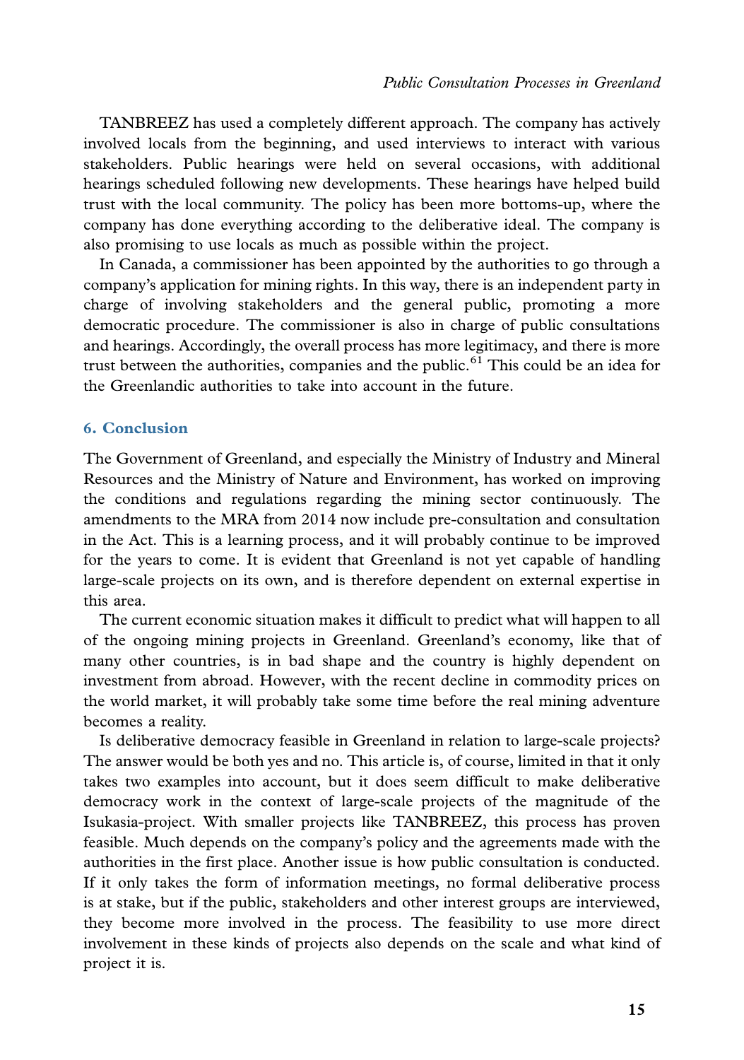TANBREEZ has used a completely different approach. The company has actively involved locals from the beginning, and used interviews to interact with various stakeholders. Public hearings were held on several occasions, with additional hearings scheduled following new developments. These hearings have helped build trust with the local community. The policy has been more bottoms-up, where the company has done everything according to the deliberative ideal. The company is also promising to use locals as much as possible within the project.

In Canada, a commissioner has been appointed by the authorities to go through a company's application for mining rights. In this way, there is an independent party in charge of involving stakeholders and the general public, promoting a more democratic procedure. The commissioner is also in charge of public consultations and hearings. Accordingly, the overall process has more legitimacy, and there is more trust between the authorities, companies and the public.[61] This could be an idea for the Greenlandic authorities to take into account in the future.

## 6. Conclusion

The Government of Greenland, and especially the Ministry of Industry and Mineral Resources and the Ministry of Nature and Environment, has worked on improving the conditions and regulations regarding the mining sector continuously. The amendments to the MRA from 2014 now include pre-consultation and consultation in the Act. This is a learning process, and it will probably continue to be improved for the years to come. It is evident that Greenland is not yet capable of handling large-scale projects on its own, and is therefore dependent on external expertise in this area.

The current economic situation makes it difficult to predict what will happen to all of the ongoing mining projects in Greenland. Greenland's economy, like that of many other countries, is in bad shape and the country is highly dependent on investment from abroad. However, with the recent decline in commodity prices on the world market, it will probably take some time before the real mining adventure becomes a reality.

Is deliberative democracy feasible in Greenland in relation to large-scale projects? The answer would be both yes and no. This article is, of course, limited in that it only takes two examples into account, but it does seem difficult to make deliberative democracy work in the context of large-scale projects of the magnitude of the Isukasia-project. With smaller projects like TANBREEZ, this process has proven feasible. Much depends on the company's policy and the agreements made with the authorities in the first place. Another issue is how public consultation is conducted. If it only takes the form of information meetings, no formal deliberative process is at stake, but if the public, stakeholders and other interest groups are interviewed, they become more involved in the process. The feasibility to use more direct involvement in these kinds of projects also depends on the scale and what kind of project it is.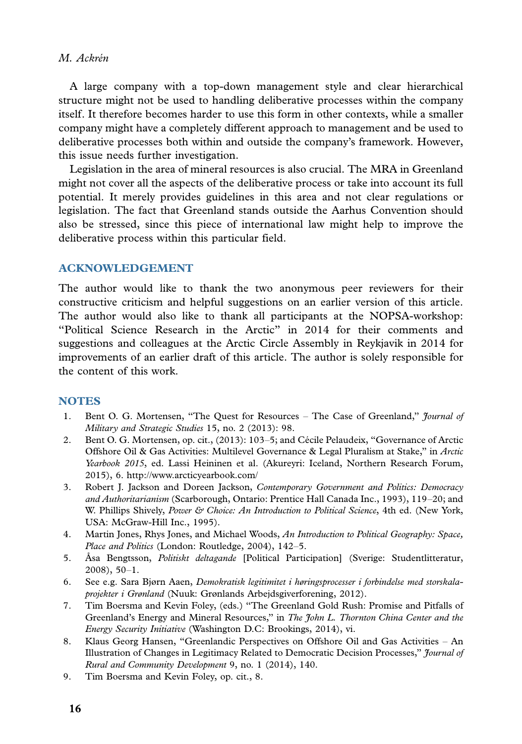A large company with a top-down management style and clear hierarchical structure might not be used to handling deliberative processes within the company itself. It therefore becomes harder to use this form in other contexts, while a smaller company might have a completely different approach to management and be used to deliberative processes both within and outside the company's framework. However, this issue needs further investigation.

Legislation in the area of mineral resources is also crucial. The MRA in Greenland might not cover all the aspects of the deliberative process or take into account its full potential. It merely provides guidelines in this area and not clear regulations or legislation. The fact that Greenland stands outside the Aarhus Convention should also be stressed, since this piece of international law might help to improve the deliberative process within this particular field.

## ACKNOWLEDGEMENT

The author would like to thank the two anonymous peer reviewers for their constructive criticism and helpful suggestions on an earlier version of this article. The author would also like to thank all participants at the NOPSA-workshop: "Political Science Research in the Arctic" in 2014 for their comments and suggestions and colleagues at the Arctic Circle Assembly in Reykjavik in 2014 for improvements of an earlier draft of this article. The author is solely responsible for the content of this work.

## NOTES

1. Bent O. G. Mortensen, "The Quest for Resources – The Case of Greenland," *Journal of Military and Strategic Studies* 15, no. 2 (2013): 98.
2. Bent O. G. Mortensen, op. cit., (2013): 103–5; and Cécile Pelaudeix, "Governance of Arctic Offshore Oil & Gas Activities: Multilevel Governance & Legal Pluralism at Stake," in *Arctic Yearbook 2015*, ed. Lassi Heininen et al. (Akureyri: Iceland, Northern Research Forum, 2015), 6. http://www.arcticyearbook.com/
3. Robert J. Jackson and Doreen Jackson, *Contemporary Government and Politics: Democracy and Authoritarianism* (Scarborough, Ontario: Prentice Hall Canada Inc., 1993), 119–20; and W. Phillips Shively, *Power & Choice: An Introduction to Political Science*, 4th ed. (New York, USA: McGraw-Hill Inc., 1995).
4. Martin Jones, Rhys Jones, and Michael Woods, *An Introduction to Political Geography: Space, Place and Politics* (London: Routledge, 2004), 142–5.
5. Åsa Bengtsson, *Politiskt deltagande* [Political Participation] (Sverige: Studentlitteratur, 2008), 50–1.
6. See e.g. Sara Bjørn Aaen, *Demokratisk legitimitet i høringsprocesser i forbindelse med storskala-projekter i Grønland* (Nuuk: Grønlands Arbejdsgiverforening, 2012).
7. Tim Boersma and Kevin Foley, (eds.) "The Greenland Gold Rush: Promise and Pitfalls of Greenland's Energy and Mineral Resources," in *The John L. Thornton China Center and the Energy Security Initiative* (Washington D.C: Brookings, 2014), vi.
8. Klaus Georg Hansen, "Greenlandic Perspectives on Offshore Oil and Gas Activities – An Illustration of Changes in Legitimacy Related to Democratic Decision Processes," *Journal of Rural and Community Development* 9, no. 1 (2014), 140.
9. Tim Boersma and Kevin Foley, op. cit., 8.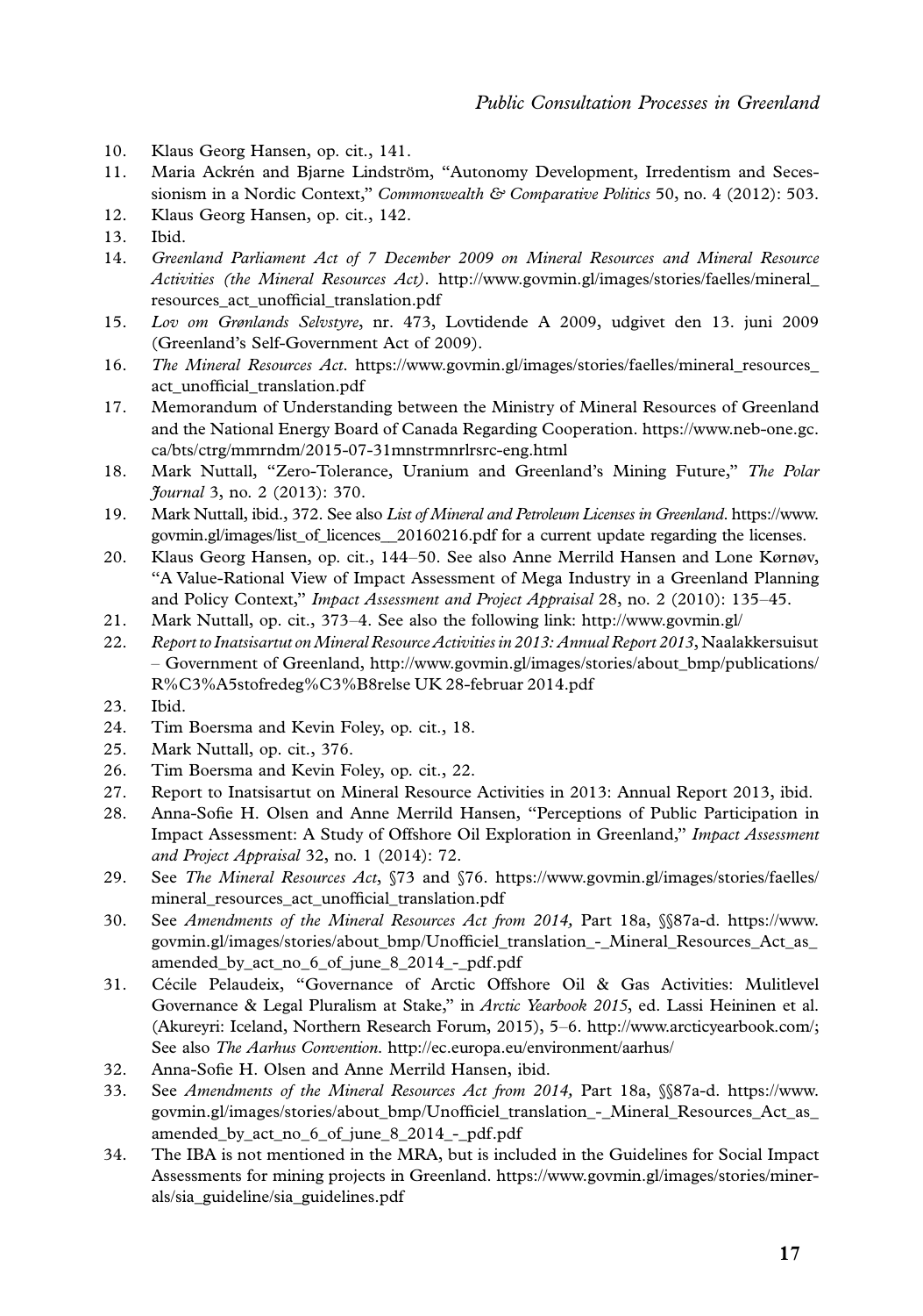10. Klaus Georg Hansen, op. cit., 141.
11. Maria Ackrén and Bjarne Lindström, "Autonomy Development, Irredentism and Secessionism in a Nordic Context," *Commonwealth & Comparative Politics* 50, no. 4 (2012): 503.
12. Klaus Georg Hansen, op. cit., 142.
13. Ibid.
14. *Greenland Parliament Act of 7 December 2009 on Mineral Resources and Mineral Resource Activities (the Mineral Resources Act)*. http://www.govmin.gl/images/stories/faelles/mineral_resources_act_unofficial_translation.pdf
15. *Lov om Grønlands Selvstyre*, nr. 473, Lovtidende A 2009, udgivet den 13. juni 2009 (Greenland's Self-Government Act of 2009).
16. *The Mineral Resources Act*. https://www.govmin.gl/images/stories/faelles/mineral_resources_act_unofficial_translation.pdf
17. Memorandum of Understanding between the Ministry of Mineral Resources of Greenland and the National Energy Board of Canada Regarding Cooperation. https://www.neb-one.gc.ca/bts/ctrg/mmrndm/2015-07-31mnstrmnrlrsrc-eng.html
18. Mark Nuttall, "Zero-Tolerance, Uranium and Greenland's Mining Future," *The Polar Journal* 3, no. 2 (2013): 370.
19. Mark Nuttall, ibid., 372. See also *List of Mineral and Petroleum Licenses in Greenland*. https://www.govmin.gl/images/list_of_licences__20160216.pdf for a current update regarding the licenses.
20. Klaus Georg Hansen, op. cit., 144–50. See also Anne Merrild Hansen and Lone Kørnøv, "A Value-Rational View of Impact Assessment of Mega Industry in a Greenland Planning and Policy Context," *Impact Assessment and Project Appraisal* 28, no. 2 (2010): 135–45.
21. Mark Nuttall, op. cit., 373–4. See also the following link: http://www.govmin.gl/
22. *Report to Inatsisartut on Mineral Resource Activities in 2013: Annual Report 2013*, Naalakkersuisut – Government of Greenland, http://www.govmin.gl/images/stories/about_bmp/publications/R%C3%A5stofredeg%C3%B8relse UK 28-februar 2014.pdf
23. Ibid.
24. Tim Boersma and Kevin Foley, op. cit., 18.
25. Mark Nuttall, op. cit., 376.
26. Tim Boersma and Kevin Foley, op. cit., 22.
27. Report to Inatsisartut on Mineral Resource Activities in 2013: Annual Report 2013, ibid.
28. Anna-Sofie H. Olsen and Anne Merrild Hansen, "Perceptions of Public Participation in Impact Assessment: A Study of Offshore Oil Exploration in Greenland," *Impact Assessment and Project Appraisal* 32, no. 1 (2014): 72.
29. See *The Mineral Resources Act*, §73 and §76. https://www.govmin.gl/images/stories/faelles/mineral_resources_act_unofficial_translation.pdf
30. See *Amendments of the Mineral Resources Act from 2014,* Part 18a, §§87a-d. https://www.govmin.gl/images/stories/about_bmp/Unofficiel_translation_-_Mineral_Resources_Act_as_amended_by_act_no_6_of_june_8_2014_-_pdf.pdf
31. Cécile Pelaudeix, "Governance of Arctic Offshore Oil & Gas Activities: Mulitlevel Governance & Legal Pluralism at Stake," in *Arctic Yearbook 2015*, ed. Lassi Heininen et al. (Akureyri: Iceland, Northern Research Forum, 2015), 5–6. http://www.arcticyearbook.com/; See also *The Aarhus Convention*. http://ec.europa.eu/environment/aarhus/
32. Anna-Sofie H. Olsen and Anne Merrild Hansen, ibid.
33. See *Amendments of the Mineral Resources Act from 2014,* Part 18a, §§87a-d. https://www.govmin.gl/images/stories/about_bmp/Unofficiel_translation_-_Mineral_Resources_Act_as_amended_by_act_no_6_of_june_8_2014_-_pdf.pdf
34. The IBA is not mentioned in the MRA, but is included in the Guidelines for Social Impact Assessments for mining projects in Greenland. https://www.govmin.gl/images/stories/minerals/sia_guideline/sia_guidelines.pdf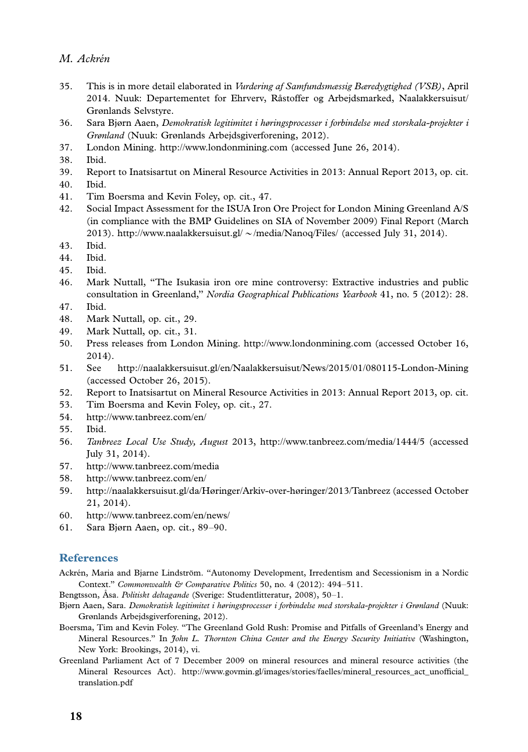35. This is in more detail elaborated in *Vurdering af Samfundsmæssig Bæredygtighed (VSB)*, April 2014. Nuuk: Departementet for Ehrverv, Råstoffer og Arbejdsmarked, Naalakkersuisut/ Grønlands Selvstyre.
36. Sara Bjørn Aaen, *Demokratisk legitimitet i høringsprocesser i forbindelse med storskala-projekter i Grønland* (Nuuk: Grønlands Arbejdsgiverforening, 2012).
37. London Mining. http://www.londonmining.com (accessed June 26, 2014).
38. Ibid.
39. Report to Inatsisartut on Mineral Resource Activities in 2013: Annual Report 2013, op. cit.
40. Ibid.
41. Tim Boersma and Kevin Foley, op. cit., 47.
42. Social Impact Assessment for the ISUA Iron Ore Project for London Mining Greenland A/S (in compliance with the BMP Guidelines on SIA of November 2009) Final Report (March 2013). http://www.naalakkersuisut.gl/~/media/Nanoq/Files/ (accessed July 31, 2014).
43. Ibid.
44. Ibid.
45. Ibid.
46. Mark Nuttall, "The Isukasia iron ore mine controversy: Extractive industries and public consultation in Greenland," *Nordia Geographical Publications Yearbook* 41, no. 5 (2012): 28.
47. Ibid.
48. Mark Nuttall, op. cit., 29.
49. Mark Nuttall, op. cit., 31.
50. Press releases from London Mining. http://www.londonmining.com (accessed October 16, 2014).
51. See http://naalakkersuisut.gl/en/Naalakkersuisut/News/2015/01/080115-London-Mining (accessed October 26, 2015).
52. Report to Inatsisartut on Mineral Resource Activities in 2013: Annual Report 2013, op. cit.
53. Tim Boersma and Kevin Foley, op. cit., 27.
54. http://www.tanbreez.com/en/
55. Ibid.
56. *Tanbreez Local Use Study, August* 2013, http://www.tanbreez.com/media/1444/5 (accessed July 31, 2014).
57. http://www.tanbreez.com/media
58. http://www.tanbreez.com/en/
59. http://naalakkersuisut.gl/da/Høringer/Arkiv-over-høringer/2013/Tanbreez (accessed October 21, 2014).
60. http://www.tanbreez.com/en/news/
61. Sara Bjørn Aaen, op. cit., 89–90.

## References

Ackrén, Maria and Bjarne Lindström. "Autonomy Development, Irredentism and Secessionism in a Nordic Context." *Commonwealth & Comparative Politics* 50, no. 4 (2012): 494–511.

Bengtsson, Åsa. *Politiskt deltagande* (Sverige: Studentlitteratur, 2008), 50–1.

Bjørn Aaen, Sara. *Demokratisk legitimitet i høringsprocesser i forbindelse med storskala-projekter i Grønland* (Nuuk: Grønlands Arbejdsgiverforening, 2012).

Boersma, Tim and Kevin Foley. "The Greenland Gold Rush: Promise and Pitfalls of Greenland's Energy and Mineral Resources." In *John L. Thornton China Center and the Energy Security Initiative* (Washington, New York: Brookings, 2014), vi.

Greenland Parliament Act of 7 December 2009 on mineral resources and mineral resource activities (the Mineral Resources Act). http://www.govmin.gl/images/stories/faelles/mineral_resources_act_unofficial_translation.pdf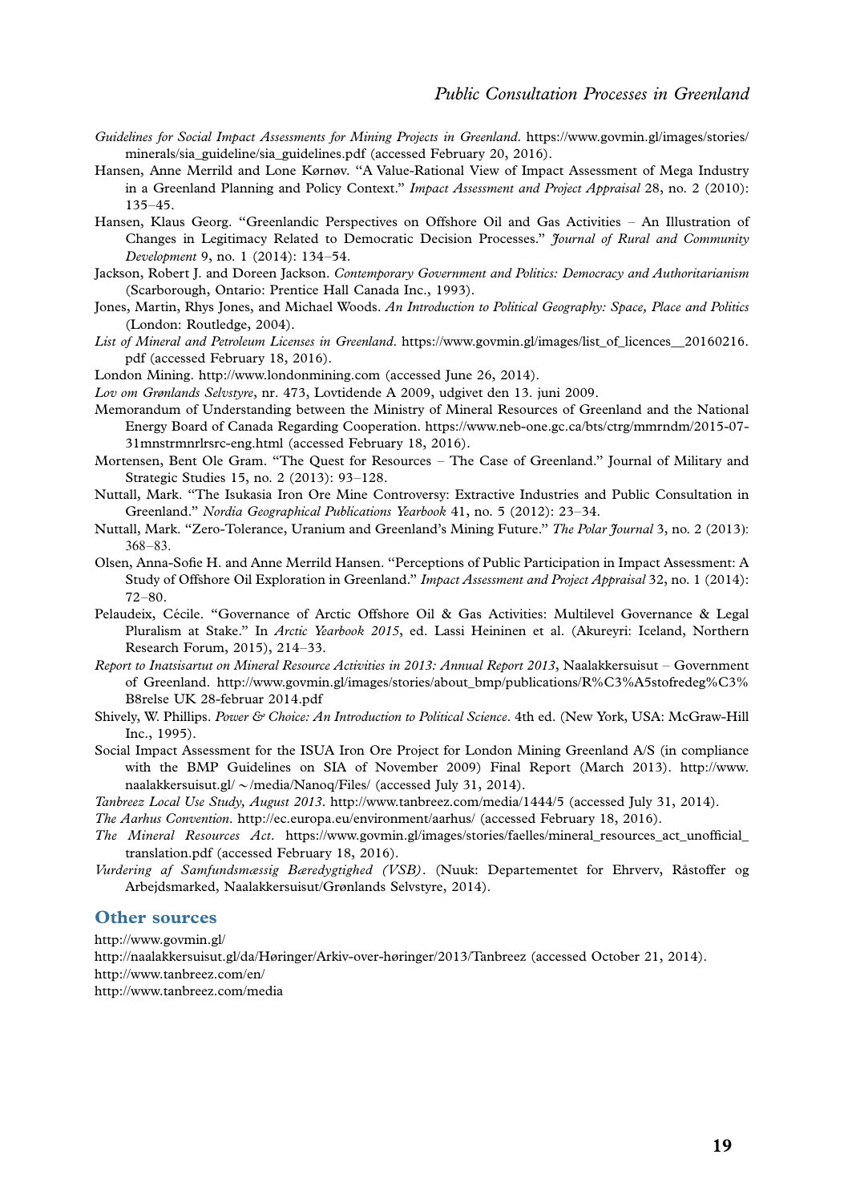*Guidelines for Social Impact Assessments for Mining Projects in Greenland*. https://www.govmin.gl/images/stories/minerals/sia_guideline/sia_guidelines.pdf (accessed February 20, 2016).

Hansen, Anne Merrild and Lone Kørnøv. "A Value-Rational View of Impact Assessment of Mega Industry in a Greenland Planning and Policy Context." *Impact Assessment and Project Appraisal* 28, no. 2 (2010): 135–45.

Hansen, Klaus Georg. "Greenlandic Perspectives on Offshore Oil and Gas Activities – An Illustration of Changes in Legitimacy Related to Democratic Decision Processes." *Journal of Rural and Community Development* 9, no. 1 (2014): 134–54.

Jackson, Robert J. and Doreen Jackson. *Contemporary Government and Politics: Democracy and Authoritarianism* (Scarborough, Ontario: Prentice Hall Canada Inc., 1993).

Jones, Martin, Rhys Jones, and Michael Woods. *An Introduction to Political Geography: Space, Place and Politics* (London: Routledge, 2004).

*List of Mineral and Petroleum Licenses in Greenland*. https://www.govmin.gl/images/list_of_licences__20160216.pdf (accessed February 18, 2016).

London Mining. http://www.londonmining.com (accessed June 26, 2014).

*Lov om Grønlands Selvstyre*, nr. 473, Lovtidende A 2009, udgivet den 13. juni 2009.

Memorandum of Understanding between the Ministry of Mineral Resources of Greenland and the National Energy Board of Canada Regarding Cooperation. https://www.neb-one.gc.ca/bts/ctrg/mmrndm/2015-07-31mnstrmnrlrsrc-eng.html (accessed February 18, 2016).

Mortensen, Bent Ole Gram. "The Quest for Resources – The Case of Greenland." Journal of Military and Strategic Studies 15, no. 2 (2013): 93–128.

Nuttall, Mark. "The Isukasia Iron Ore Mine Controversy: Extractive Industries and Public Consultation in Greenland." *Nordia Geographical Publications Yearbook* 41, no. 5 (2012): 23–34.

Nuttall, Mark. "Zero-Tolerance, Uranium and Greenland's Mining Future." *The Polar Journal* 3, no. 2 (2013): 368–83.

Olsen, Anna-Sofie H. and Anne Merrild Hansen. "Perceptions of Public Participation in Impact Assessment: A Study of Offshore Oil Exploration in Greenland." *Impact Assessment and Project Appraisal* 32, no. 1 (2014): 72–80.

Pelaudeix, Cécile. "Governance of Arctic Offshore Oil & Gas Activities: Multilevel Governance & Legal Pluralism at Stake." In *Arctic Yearbook 2015*, ed. Lassi Heininen et al. (Akureyri: Iceland, Northern Research Forum, 2015), 214–33.

*Report to Inatsisartut on Mineral Resource Activities in 2013: Annual Report 2013*, Naalakkersuisut – Government of Greenland. http://www.govmin.gl/images/stories/about_bmp/publications/R%C3%A5stofredeg%C3%B8relse UK 28-februar 2014.pdf

Shively, W. Phillips. *Power & Choice: An Introduction to Political Science*. 4th ed. (New York, USA: McGraw-Hill Inc., 1995).

Social Impact Assessment for the ISUA Iron Ore Project for London Mining Greenland A/S (in compliance with the BMP Guidelines on SIA of November 2009) Final Report (March 2013). http://www.naalakkersuisut.gl/ ~/media/Nanoq/Files/ (accessed July 31, 2014).

*Tanbreez Local Use Study, August 2013*. http://www.tanbreez.com/media/1444/5 (accessed July 31, 2014).

*The Aarhus Convention*. http://ec.europa.eu/environment/aarhus/ (accessed February 18, 2016).

*The Mineral Resources Act*. https://www.govmin.gl/images/stories/faelles/mineral_resources_act_unofficial_translation.pdf (accessed February 18, 2016).

*Vurdering af Samfundsmæssig Bæredygtighed (VSB)*. (Nuuk: Departementet for Ehrverv, Råstoffer og Arbejdsmarked, Naalakkersuisut/Grønlands Selvstyre, 2014).

## Other sources

http://www.govmin.gl/

http://naalakkersuisut.gl/da/Høringer/Arkiv-over-høringer/2013/Tanbreez (accessed October 21, 2014).

http://www.tanbreez.com/en/

http://www.tanbreez.com/media